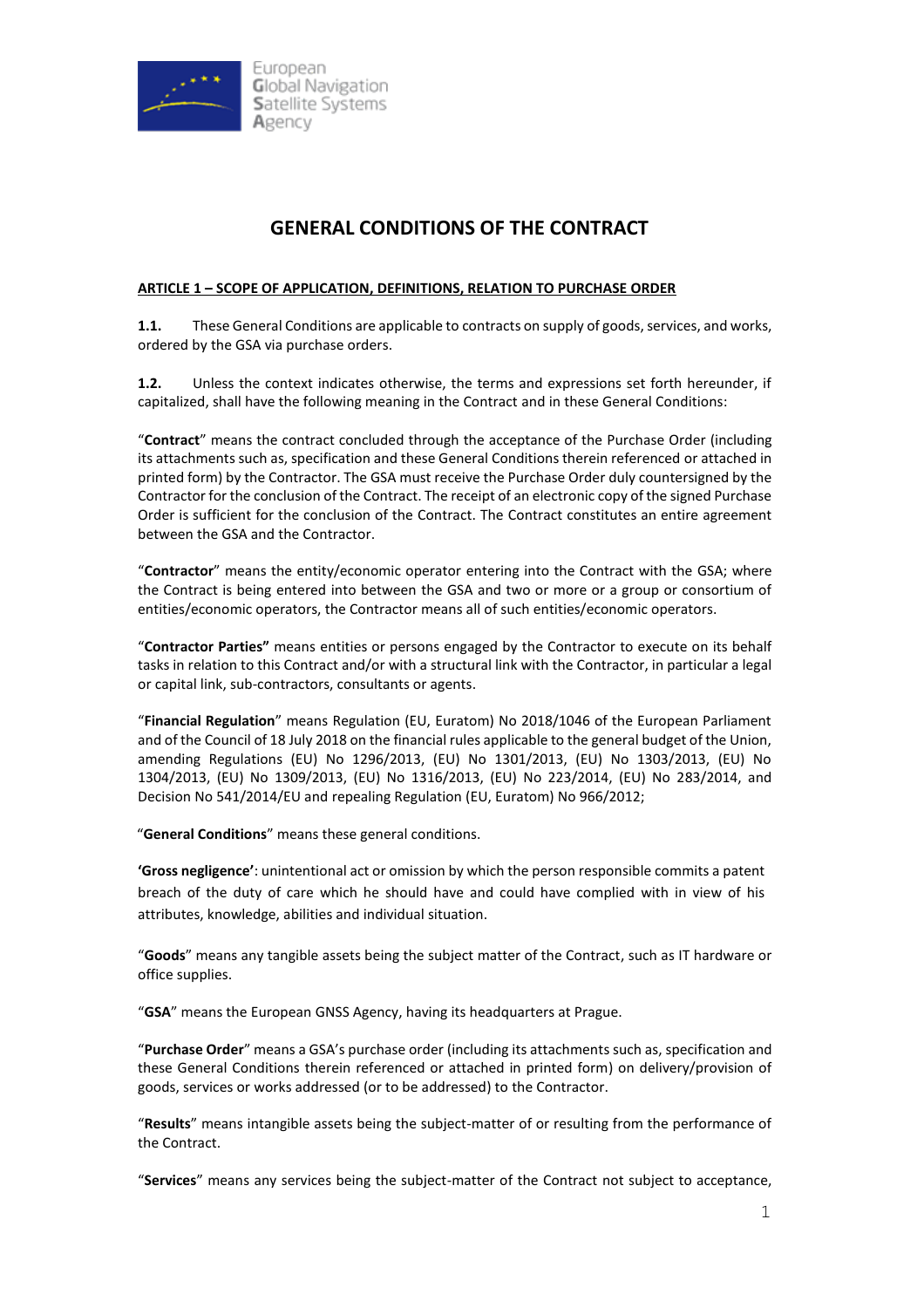# GENERAL CONDITIONS OF THE CONTRACT

## ARTICLE 1 – SCOPE OF APPLICATION, DEFINITIONS, RELATION TO PURCHASE ORDER

**1.1.** These General Conditions are applicable to contracts on supply of goods, services, and works, ordered by the GSA via purchase orders.

**1.2.** Unless the context indicates otherwise, the terms and expressions set forth hereunder, if capitalized, shall have the following meaning in the Contract and in these General Conditions:

"**Contract**" means the contract concluded through the acceptance of the Purchase Order (including its attachments such as, specification and these General Conditions therein referenced or attached in printed form) by the Contractor. The GSA must receive the Purchase Order duly countersigned by the Contractor for the conclusion of the Contract. The receipt of an electronic copy of the signed Purchase Order is sufficient for the conclusion of the Contract. The Contract constitutes an entire agreement between the GSA and the Contractor.

"**Contractor**" means the entity/economic operator entering into the Contract with the GSA; where the Contract is being entered into between the GSA and two or more or a group or consortium of entities/economic operators, the Contractor means all of such entities/economic operators.

"**Contractor Parties"** means entities or persons engaged by the Contractor to execute on its behalf tasks in relation to this Contract and/or with a structural link with the Contractor, in particular a legal or capital link, sub-contractors, consultants or agents.

"**Financial Regulation**" means Regulation (EU, Euratom) No 2018/1046 of the European Parliament and of the Council of 18 July 2018 on the financial rules applicable to the general budget of the Union, amending Regulations (EU) No 1296/2013, (EU) No 1301/2013, (EU) No 1303/2013, (EU) No 1304/2013, (EU) No 1309/2013, (EU) No 1316/2013, (EU) No 223/2014, (EU) No 283/2014, and Decision No 541/2014/EU and repealing Regulation (EU, Euratom) No 966/2012;

"**General Conditions**" means these general conditions.

**'Gross negligence'**: unintentional act or omission by which the person responsible commits a patent breach of the duty of care which he should have and could have complied with in view of his attributes, knowledge, abilities and individual situation.

"**Goods**" means any tangible assets being the subject matter of the Contract, such as IT hardware or office supplies.

"**GSA**" means the European GNSS Agency, having its headquarters at Prague.

"**Purchase Order**" means a GSA's purchase order (including its attachments such as, specification and these General Conditions therein referenced or attached in printed form) on delivery/provision of goods, services or works addressed (or to be addressed) to the Contractor.

"**Results**" means intangible assets being the subject-matter of or resulting from the performance of the Contract.

"**Services**" means any services being the subject-matter of the Contract not subject to acceptance,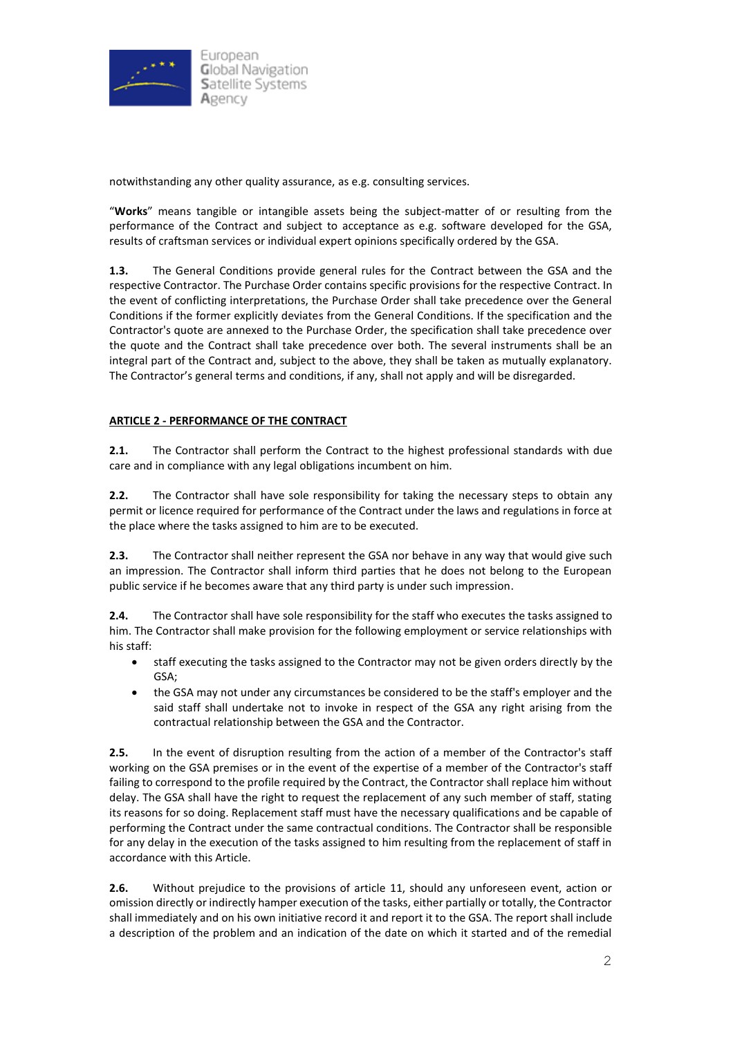notwithstanding any other quality assurance, as e.g. consulting services.

"**Works**" means tangible or intangible assets being the subject-matter of or resulting from the performance of the Contract and subject to acceptance as e.g. software developed for the GSA, results of craftsman services or individual expert opinions specifically ordered by the GSA.

**1.3.** The General Conditions provide general rules for the Contract between the GSA and the respective Contractor. The Purchase Order contains specific provisions for the respective Contract. In the event of conflicting interpretations, the Purchase Order shall take precedence over the General Conditions if the former explicitly deviates from the General Conditions. If the specification and the Contractor's quote are annexed to the Purchase Order, the specification shall take precedence over the quote and the Contract shall take precedence over both. The several instruments shall be an integral part of the Contract and, subject to the above, they shall be taken as mutually explanatory. The Contractor's general terms and conditions, if any, shall not apply and will be disregarded.

## ARTICLE 2 - PERFORMANCE OF THE CONTRACT

**2.1.** The Contractor shall perform the Contract to the highest professional standards with due care and in compliance with any legal obligations incumbent on him.

**2.2.** The Contractor shall have sole responsibility for taking the necessary steps to obtain any permit or licence required for performance of the Contract under the laws and regulations in force at the place where the tasks assigned to him are to be executed.

**2.3.** The Contractor shall neither represent the GSA nor behave in any way that would give such an impression. The Contractor shall inform third parties that he does not belong to the European public service if he becomes aware that any third party is under such impression.

**2.4.** The Contractor shall have sole responsibility for the staff who executes the tasks assigned to him. The Contractor shall make provision for the following employment or service relationships with his staff:

- staff executing the tasks assigned to the Contractor may not be given orders directly by the GSA;
- the GSA may not under any circumstances be considered to be the staff's employer and the said staff shall undertake not to invoke in respect of the GSA any right arising from the contractual relationship between the GSA and the Contractor.

**2.5.** In the event of disruption resulting from the action of a member of the Contractor's staff working on the GSA premises or in the event of the expertise of a member of the Contractor's staff failing to correspond to the profile required by the Contract, the Contractor shall replace him without delay. The GSA shall have the right to request the replacement of any such member of staff, stating its reasons for so doing. Replacement staff must have the necessary qualifications and be capable of performing the Contract under the same contractual conditions. The Contractor shall be responsible for any delay in the execution of the tasks assigned to him resulting from the replacement of staff in accordance with this Article.

**2.6.** Without prejudice to the provisions of article 11, should any unforeseen event, action or omission directly or indirectly hamper execution of the tasks, either partially or totally, the Contractor shall immediately and on his own initiative record it and report it to the GSA. The report shall include a description of the problem and an indication of the date on which it started and of the remedial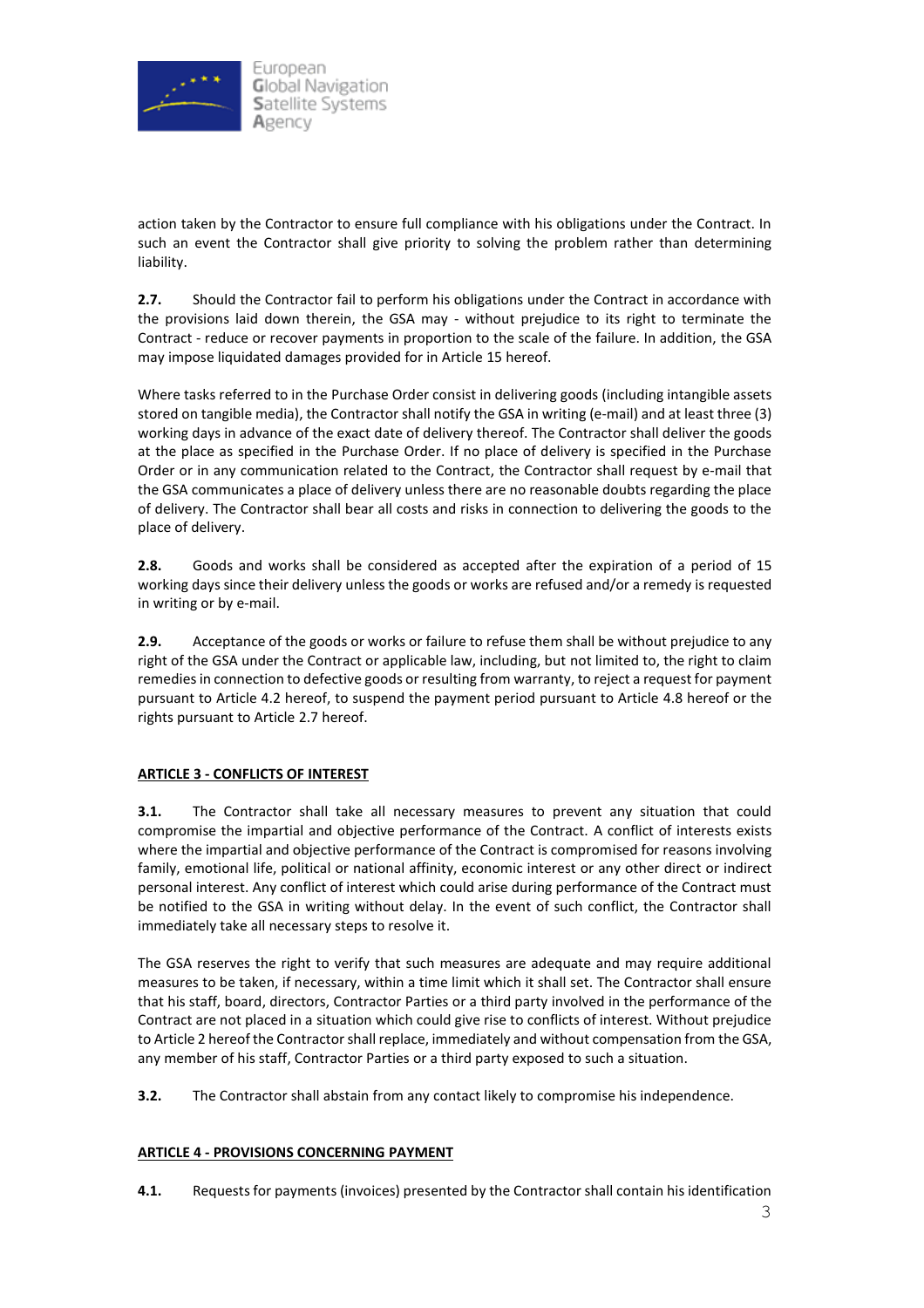action taken by the Contractor to ensure full compliance with his obligations under the Contract. In such an event the Contractor shall give priority to solving the problem rather than determining liability.

**2.7.** Should the Contractor fail to perform his obligations under the Contract in accordance with the provisions laid down therein, the GSA may - without prejudice to its right to terminate the Contract - reduce or recover payments in proportion to the scale of the failure. In addition, the GSA may impose liquidated damages provided for in Article 15 hereof.

Where tasks referred to in the Purchase Order consist in delivering goods (including intangible assets stored on tangible media), the Contractor shall notify the GSA in writing (e-mail) and at least three (3) working days in advance of the exact date of delivery thereof. The Contractor shall deliver the goods at the place as specified in the Purchase Order. If no place of delivery is specified in the Purchase Order or in any communication related to the Contract, the Contractor shall request by e-mail that the GSA communicates a place of delivery unless there are no reasonable doubts regarding the place of delivery. The Contractor shall bear all costs and risks in connection to delivering the goods to the place of delivery.

**2.8.** Goods and works shall be considered as accepted after the expiration of a period of 15 working days since their delivery unless the goods or works are refused and/or a remedy is requested in writing or by e-mail.

**2.9.** Acceptance of the goods or works or failure to refuse them shall be without prejudice to any right of the GSA under the Contract or applicable law, including, but not limited to, the right to claim remedies in connection to defective goods or resulting from warranty, to reject a request for payment pursuant to Article 4.2 hereof, to suspend the payment period pursuant to Article 4.8 hereof or the rights pursuant to Article 2.7 hereof.

## ARTICLE 3 - CONFLICTS OF INTEREST

**3.1.** The Contractor shall take all necessary measures to prevent any situation that could compromise the impartial and objective performance of the Contract. A conflict of interests exists where the impartial and objective performance of the Contract is compromised for reasons involving family, emotional life, political or national affinity, economic interest or any other direct or indirect personal interest. Any conflict of interest which could arise during performance of the Contract must be notified to the GSA in writing without delay. In the event of such conflict, the Contractor shall immediately take all necessary steps to resolve it.

The GSA reserves the right to verify that such measures are adequate and may require additional measures to be taken, if necessary, within a time limit which it shall set. The Contractor shall ensure that his staff, board, directors, Contractor Parties or a third party involved in the performance of the Contract are not placed in a situation which could give rise to conflicts of interest. Without prejudice to Article 2 hereof the Contractor shall replace, immediately and without compensation from the GSA, any member of his staff, Contractor Parties or a third party exposed to such a situation.

**3.2.** The Contractor shall abstain from any contact likely to compromise his independence.

## ARTICLE 4 - PROVISIONS CONCERNING PAYMENT

**4.1.** Requests for payments (invoices) presented by the Contractor shall contain his identification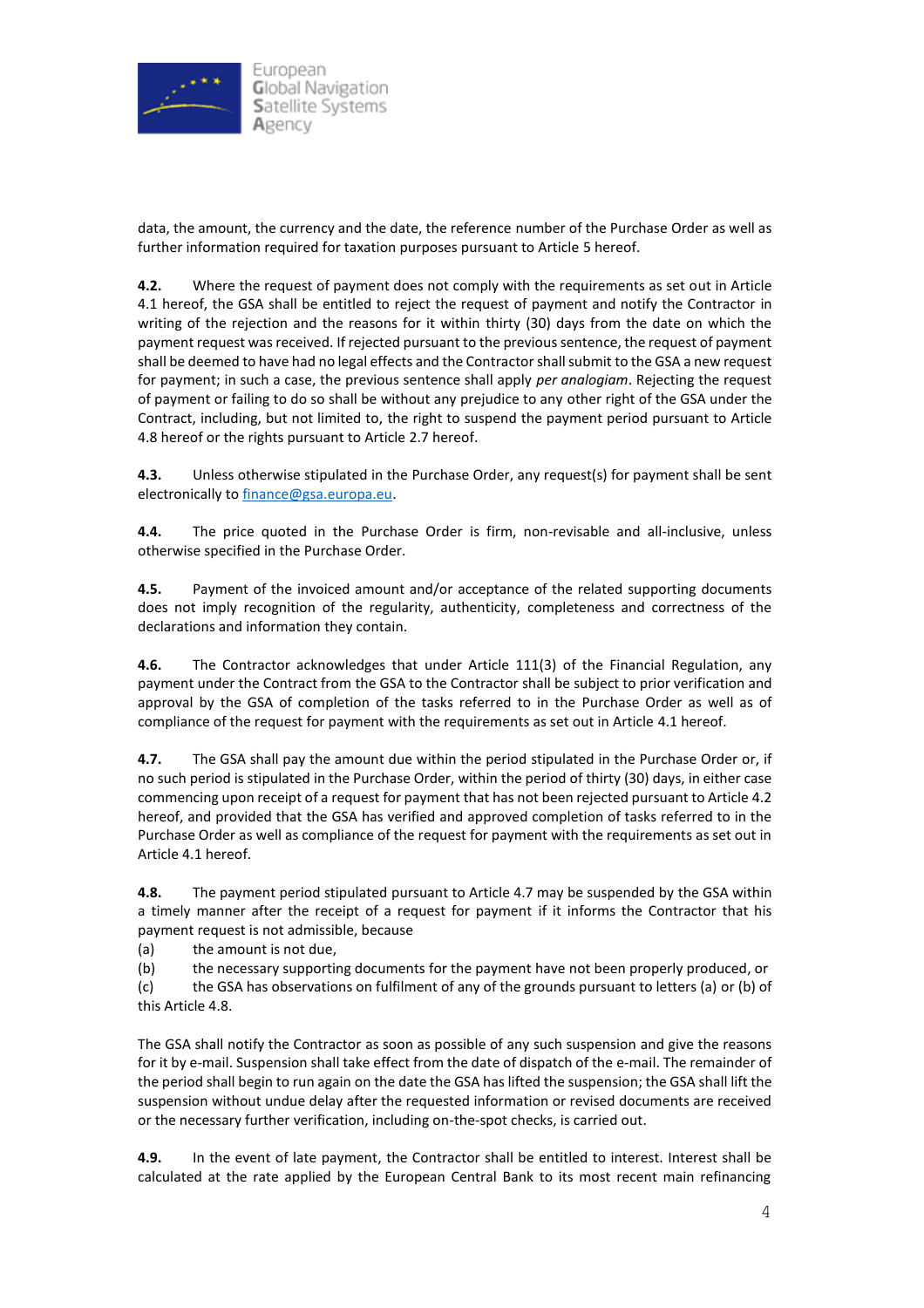data, the amount, the currency and the date, the reference number of the Purchase Order as well as further information required for taxation purposes pursuant to Article 5 hereof.

**4.2.** Where the request of payment does not comply with the requirements as set out in Article 4.1 hereof, the GSA shall be entitled to reject the request of payment and notify the Contractor in writing of the rejection and the reasons for it within thirty (30) days from the date on which the payment request was received. If rejected pursuant to the previous sentence, the request of payment shall be deemed to have had no legal effects and the Contractor shall submit to the GSA a new request for payment; in such a case, the previous sentence shall apply *per analogiam*. Rejecting the request of payment or failing to do so shall be without any prejudice to any other right of the GSA under the Contract, including, but not limited to, the right to suspend the payment period pursuant to Article 4.8 hereof or the rights pursuant to Article 2.7 hereof.

**4.3.** Unless otherwise stipulated in the Purchase Order, any request(s) for payment shall be sent electronically to finance@gsa.europa.eu.

**4.4.** The price quoted in the Purchase Order is firm, non-revisable and all-inclusive, unless otherwise specified in the Purchase Order.

**4.5.** Payment of the invoiced amount and/or acceptance of the related supporting documents does not imply recognition of the regularity, authenticity, completeness and correctness of the declarations and information they contain.

**4.6.** The Contractor acknowledges that under Article 111(3) of the Financial Regulation, any payment under the Contract from the GSA to the Contractor shall be subject to prior verification and approval by the GSA of completion of the tasks referred to in the Purchase Order as well as of compliance of the request for payment with the requirements as set out in Article 4.1 hereof.

**4.7.** The GSA shall pay the amount due within the period stipulated in the Purchase Order or, if no such period is stipulated in the Purchase Order, within the period of thirty (30) days, in either case commencing upon receipt of a request for payment that has not been rejected pursuant to Article 4.2 hereof, and provided that the GSA has verified and approved completion of tasks referred to in the Purchase Order as well as compliance of the request for payment with the requirements as set out in Article 4.1 hereof.

**4.8.** The payment period stipulated pursuant to Article 4.7 may be suspended by the GSA within a timely manner after the receipt of a request for payment if it informs the Contractor that his payment request is not admissible, because

(a) the amount is not due,

(b) the necessary supporting documents for the payment have not been properly produced, or

(c) the GSA has observations on fulfilment of any of the grounds pursuant to letters (a) or (b) of this Article 4.8.

The GSA shall notify the Contractor as soon as possible of any such suspension and give the reasons for it by e-mail. Suspension shall take effect from the date of dispatch of the e-mail. The remainder of the period shall begin to run again on the date the GSA has lifted the suspension; the GSA shall lift the suspension without undue delay after the requested information or revised documents are received or the necessary further verification, including on-the-spot checks, is carried out.

**4.9.** In the event of late payment, the Contractor shall be entitled to interest. Interest shall be calculated at the rate applied by the European Central Bank to its most recent main refinancing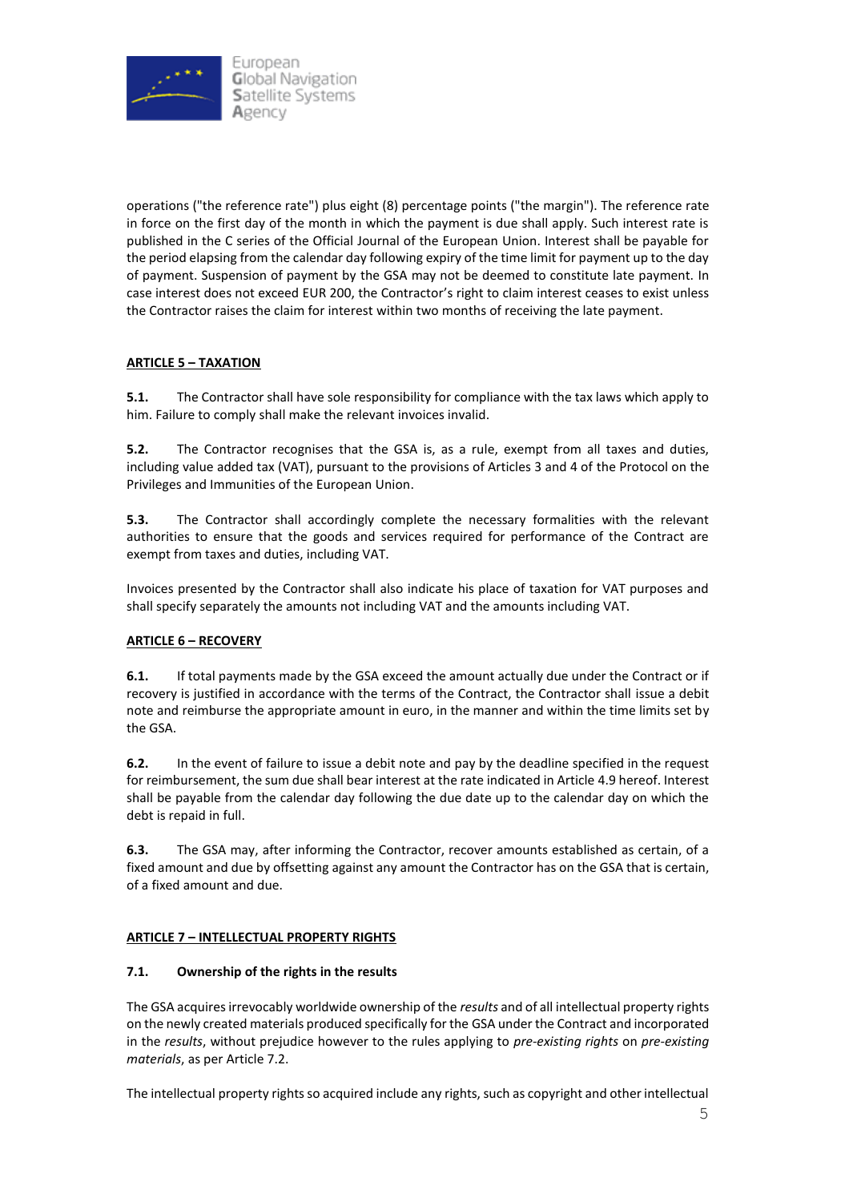operations ("the reference rate") plus eight (8) percentage points ("the margin"). The reference rate in force on the first day of the month in which the payment is due shall apply. Such interest rate is published in the C series of the Official Journal of the European Union. Interest shall be payable for the period elapsing from the calendar day following expiry of the time limit for payment up to the day of payment. Suspension of payment by the GSA may not be deemed to constitute late payment. In case interest does not exceed EUR 200, the Contractor's right to claim interest ceases to exist unless the Contractor raises the claim for interest within two months of receiving the late payment.

## ARTICLE 5 – TAXATION

**5.1.** The Contractor shall have sole responsibility for compliance with the tax laws which apply to him. Failure to comply shall make the relevant invoices invalid.

**5.2.** The Contractor recognises that the GSA is, as a rule, exempt from all taxes and duties, including value added tax (VAT), pursuant to the provisions of Articles 3 and 4 of the Protocol on the Privileges and Immunities of the European Union.

**5.3.** The Contractor shall accordingly complete the necessary formalities with the relevant authorities to ensure that the goods and services required for performance of the Contract are exempt from taxes and duties, including VAT.

Invoices presented by the Contractor shall also indicate his place of taxation for VAT purposes and shall specify separately the amounts not including VAT and the amounts including VAT.

## ARTICLE 6 – RECOVERY

**6.1.** If total payments made by the GSA exceed the amount actually due under the Contract or if recovery is justified in accordance with the terms of the Contract, the Contractor shall issue a debit note and reimburse the appropriate amount in euro, in the manner and within the time limits set by the GSA.

**6.2.** In the event of failure to issue a debit note and pay by the deadline specified in the request for reimbursement, the sum due shall bear interest at the rate indicated in Article 4.9 hereof. Interest shall be payable from the calendar day following the due date up to the calendar day on which the debt is repaid in full.

**6.3.** The GSA may, after informing the Contractor, recover amounts established as certain, of a fixed amount and due by offsetting against any amount the Contractor has on the GSA that is certain, of a fixed amount and due.

## ARTICLE 7 – INTELLECTUAL PROPERTY RIGHTS

### 7.1. Ownership of the rights in the results

The GSA acquires irrevocably worldwide ownership of the *results* and of all intellectual property rights on the newly created materials produced specifically for the GSA under the Contract and incorporated in the *results*, without prejudice however to the rules applying to *pre-existing rights* on *pre-existing materials*, as per Article 7.2.

The intellectual property rights so acquired include any rights, such as copyright and other intellectual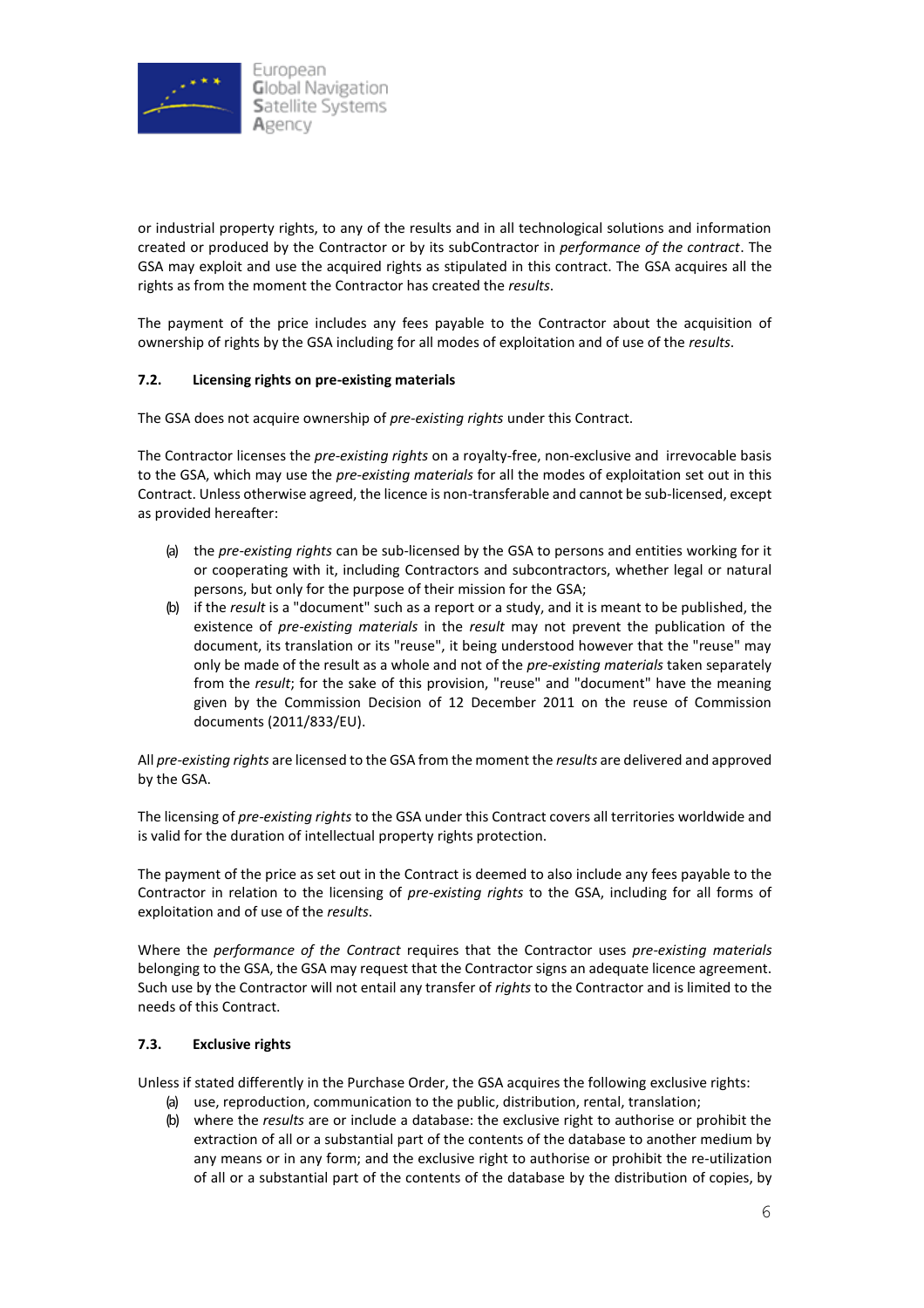or industrial property rights, to any of the results and in all technological solutions and information created or produced by the Contractor or by its subContractor in *performance of the contract*. The GSA may exploit and use the acquired rights as stipulated in this contract. The GSA acquires all the rights as from the moment the Contractor has created the *results*.

The payment of the price includes any fees payable to the Contractor about the acquisition of ownership of rights by the GSA including for all modes of exploitation and of use of the *results*.

### 7.2. Licensing rights on pre-existing materials

The GSA does not acquire ownership of *pre-existing rights* under this Contract.

The Contractor licenses the *pre-existing rights* on a royalty-free, non-exclusive and irrevocable basis to the GSA, which may use the *pre-existing materials* for all the modes of exploitation set out in this Contract. Unless otherwise agreed, the licence is non-transferable and cannot be sub-licensed, except as provided hereafter:

(a) the *pre-existing rights* can be sub-licensed by the GSA to persons and entities working for it or cooperating with it, including Contractors and subcontractors, whether legal or natural persons, but only for the purpose of their mission for the GSA;

(b) if the *result* is a "document" such as a report or a study, and it is meant to be published, the existence of *pre-existing materials* in the *result* may not prevent the publication of the document, its translation or its "reuse", it being understood however that the "reuse" may only be made of the result as a whole and not of the *pre-existing materials* taken separately from the *result*; for the sake of this provision, "reuse" and "document" have the meaning given by the Commission Decision of 12 December 2011 on the reuse of Commission documents (2011/833/EU).

All *pre-existing rights* are licensed to the GSA from the moment the *results* are delivered and approved by the GSA.

The licensing of *pre-existing rights* to the GSA under this Contract covers all territories worldwide and is valid for the duration of intellectual property rights protection.

The payment of the price as set out in the Contract is deemed to also include any fees payable to the Contractor in relation to the licensing of *pre-existing rights* to the GSA, including for all forms of exploitation and of use of the *results*.

Where the *performance of the Contract* requires that the Contractor uses *pre-existing materials* belonging to the GSA, the GSA may request that the Contractor signs an adequate licence agreement. Such use by the Contractor will not entail any transfer of *rights* to the Contractor and is limited to the needs of this Contract.

### 7.3. Exclusive rights

Unless if stated differently in the Purchase Order, the GSA acquires the following exclusive rights:

(a) use, reproduction, communication to the public, distribution, rental, translation;

(b) where the *results* are or include a database: the exclusive right to authorise or prohibit the extraction of all or a substantial part of the contents of the database to another medium by any means or in any form; and the exclusive right to authorise or prohibit the re-utilization of all or a substantial part of the contents of the database by the distribution of copies, by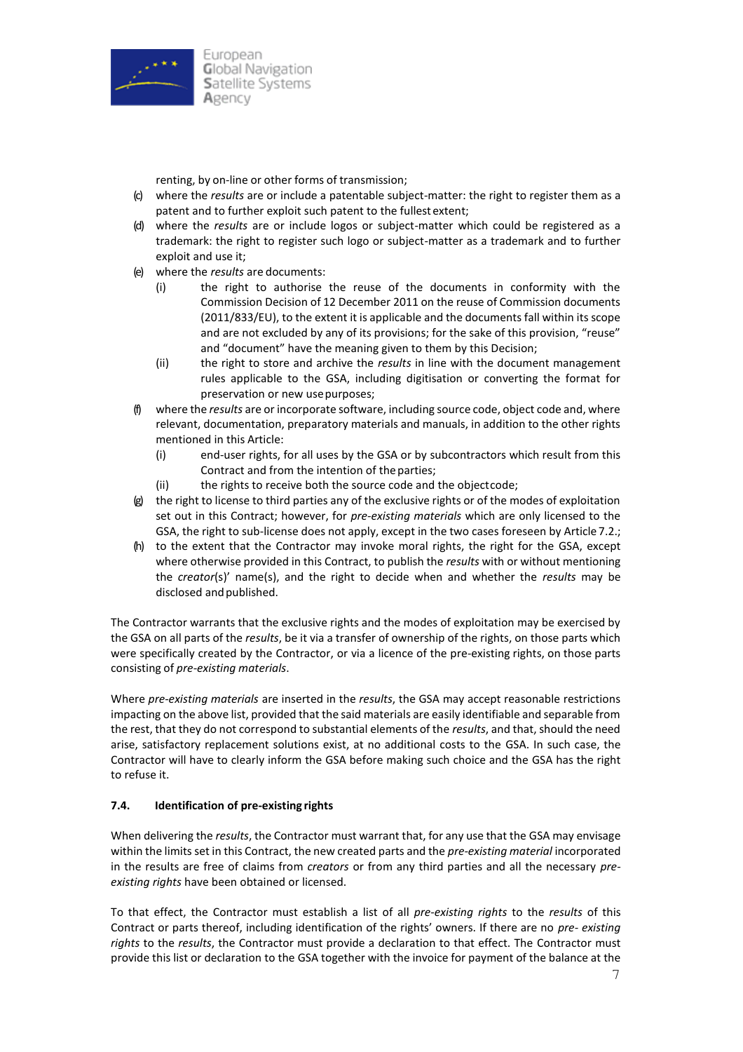renting, by on-line or other forms of transmission;

(c) where the *results* are or include a patentable subject-matter: the right to register them as a patent and to further exploit such patent to the fullest extent;

(d) where the *results* are or include logos or subject-matter which could be registered as a trademark: the right to register such logo or subject-matter as a trademark and to further exploit and use it;

(e) where the *results* are documents:

  (i) the right to authorise the reuse of the documents in conformity with the Commission Decision of 12 December 2011 on the reuse of Commission documents (2011/833/EU), to the extent it is applicable and the documents fall within its scope and are not excluded by any of its provisions; for the sake of this provision, "reuse" and "document" have the meaning given to them by this Decision;

  (ii) the right to store and archive the *results* in line with the document management rules applicable to the GSA, including digitisation or converting the format for preservation or new use purposes;

(f) where the *results* are or incorporate software, including source code, object code and, where relevant, documentation, preparatory materials and manuals, in addition to the other rights mentioned in this Article:

  (i) end-user rights, for all uses by the GSA or by subcontractors which result from this Contract and from the intention of the parties;

  (ii) the rights to receive both the source code and the object code;

(g) the right to license to third parties any of the exclusive rights or of the modes of exploitation set out in this Contract; however, for *pre-existing materials* which are only licensed to the GSA, the right to sub-license does not apply, except in the two cases foreseen by Article 7.2.;

(h) to the extent that the Contractor may invoke moral rights, the right for the GSA, except where otherwise provided in this Contract, to publish the *results* with or without mentioning the *creator*(s)' name(s), and the right to decide when and whether the *results* may be disclosed and published.

The Contractor warrants that the exclusive rights and the modes of exploitation may be exercised by the GSA on all parts of the *results*, be it via a transfer of ownership of the rights, on those parts which were specifically created by the Contractor, or via a licence of the pre-existing rights, on those parts consisting of *pre-existing materials*.

Where *pre-existing materials* are inserted in the *results*, the GSA may accept reasonable restrictions impacting on the above list, provided that the said materials are easily identifiable and separable from the rest, that they do not correspond to substantial elements of the *results*, and that, should the need arise, satisfactory replacement solutions exist, at no additional costs to the GSA. In such case, the Contractor will have to clearly inform the GSA before making such choice and the GSA has the right to refuse it.

### 7.4. Identification of pre-existing rights

When delivering the *results*, the Contractor must warrant that, for any use that the GSA may envisage within the limits set in this Contract, the new created parts and the *pre-existing material* incorporated in the results are free of claims from *creators* or from any third parties and all the necessary *pre-existing rights* have been obtained or licensed.

To that effect, the Contractor must establish a list of all *pre-existing rights* to the *results* of this Contract or parts thereof, including identification of the rights' owners. If there are no *pre- existing rights* to the *results*, the Contractor must provide a declaration to that effect. The Contractor must provide this list or declaration to the GSA together with the invoice for payment of the balance at the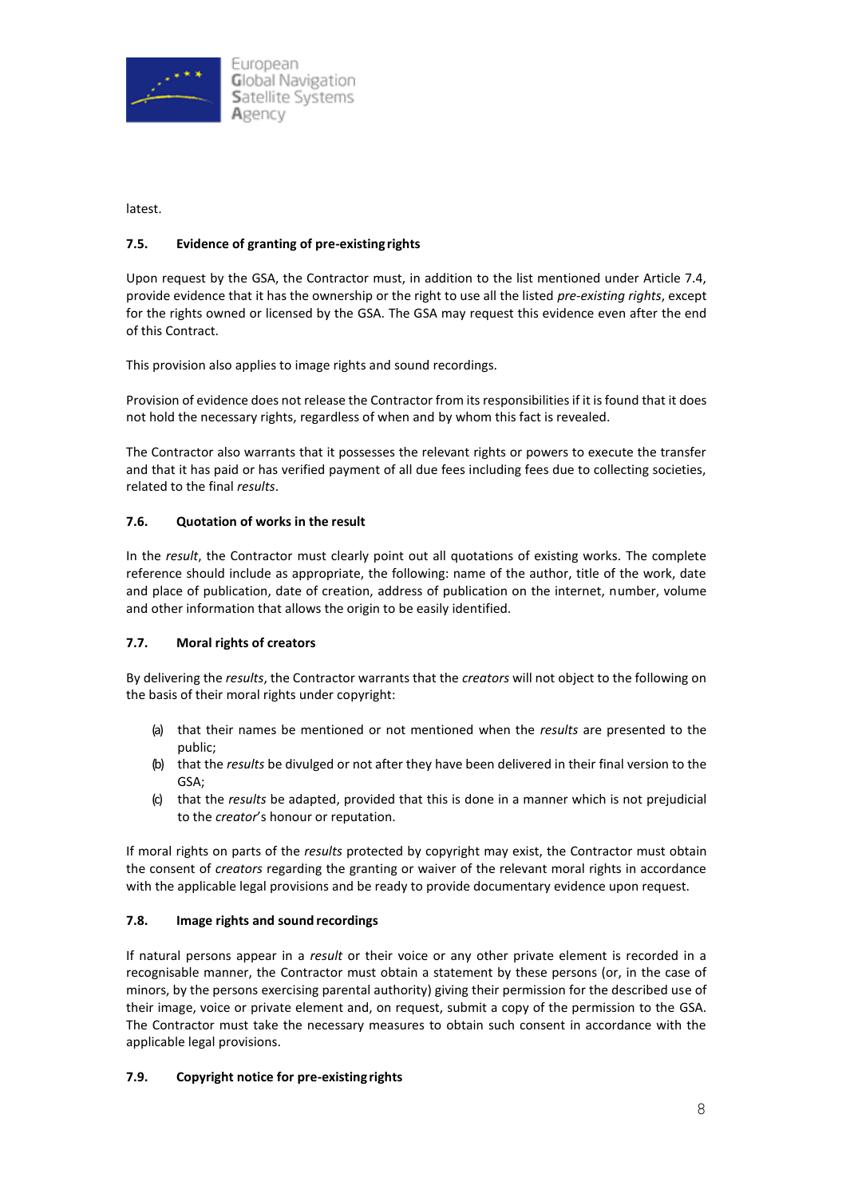latest.

### 7.5. Evidence of granting of pre-existing rights

Upon request by the GSA, the Contractor must, in addition to the list mentioned under Article 7.4, provide evidence that it has the ownership or the right to use all the listed *pre-existing rights*, except for the rights owned or licensed by the GSA. The GSA may request this evidence even after the end of this Contract.

This provision also applies to image rights and sound recordings.

Provision of evidence does not release the Contractor from its responsibilities if it is found that it does not hold the necessary rights, regardless of when and by whom this fact is revealed.

The Contractor also warrants that it possesses the relevant rights or powers to execute the transfer and that it has paid or has verified payment of all due fees including fees due to collecting societies, related to the final *results*.

### 7.6. Quotation of works in the result

In the *result*, the Contractor must clearly point out all quotations of existing works. The complete reference should include as appropriate, the following: name of the author, title of the work, date and place of publication, date of creation, address of publication on the internet, number, volume and other information that allows the origin to be easily identified.

### 7.7. Moral rights of creators

By delivering the *results*, the Contractor warrants that the *creators* will not object to the following on the basis of their moral rights under copyright:

(a) that their names be mentioned or not mentioned when the *results* are presented to the public;
(b) that the *results* be divulged or not after they have been delivered in their final version to the GSA;
(c) that the *results* be adapted, provided that this is done in a manner which is not prejudicial to the *creator*'s honour or reputation.

If moral rights on parts of the *results* protected by copyright may exist, the Contractor must obtain the consent of *creators* regarding the granting or waiver of the relevant moral rights in accordance with the applicable legal provisions and be ready to provide documentary evidence upon request.

### 7.8. Image rights and sound recordings

If natural persons appear in a *result* or their voice or any other private element is recorded in a recognisable manner, the Contractor must obtain a statement by these persons (or, in the case of minors, by the persons exercising parental authority) giving their permission for the described use of their image, voice or private element and, on request, submit a copy of the permission to the GSA. The Contractor must take the necessary measures to obtain such consent in accordance with the applicable legal provisions.

### 7.9. Copyright notice for pre-existing rights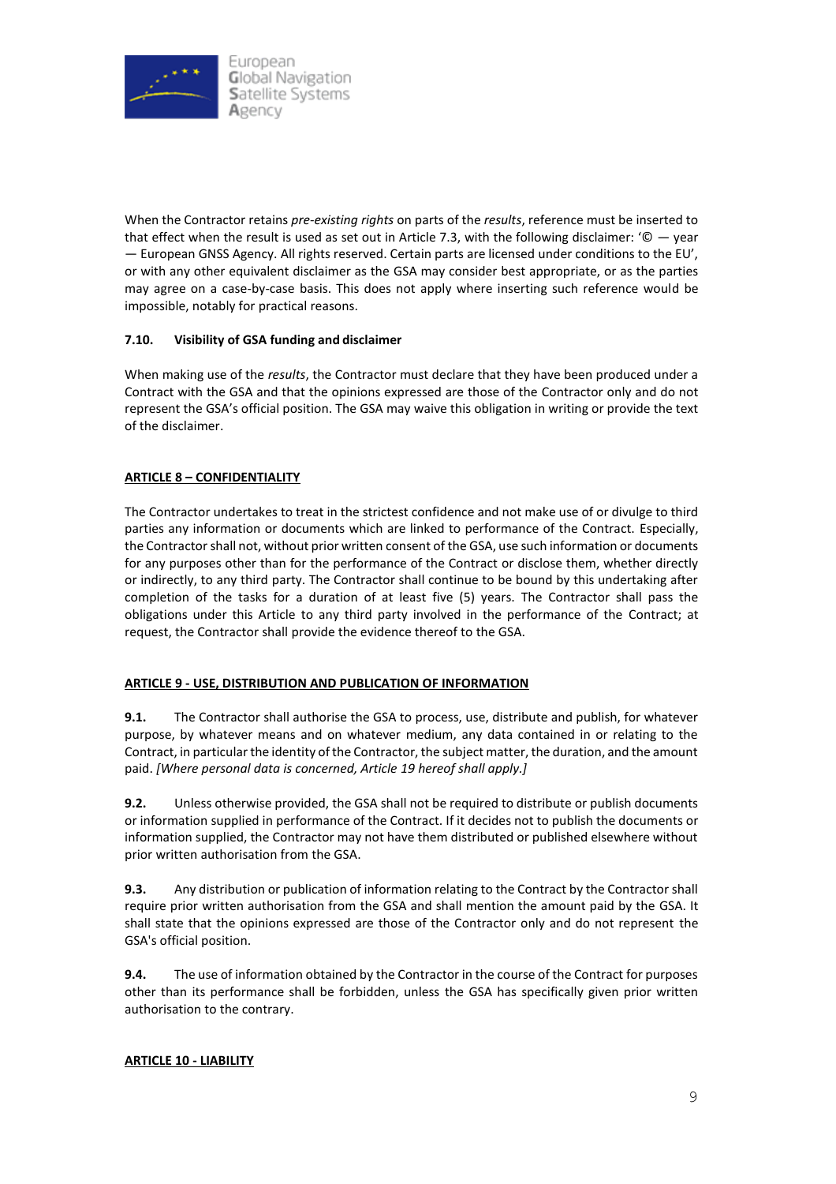When the Contractor retains *pre-existing rights* on parts of the *results*, reference must be inserted to that effect when the result is used as set out in Article 7.3, with the following disclaimer: '© — year — European GNSS Agency. All rights reserved. Certain parts are licensed under conditions to the EU', or with any other equivalent disclaimer as the GSA may consider best appropriate, or as the parties may agree on a case-by-case basis. This does not apply where inserting such reference would be impossible, notably for practical reasons.

### 7.10. Visibility of GSA funding and disclaimer

When making use of the *results*, the Contractor must declare that they have been produced under a Contract with the GSA and that the opinions expressed are those of the Contractor only and do not represent the GSA's official position. The GSA may waive this obligation in writing or provide the text of the disclaimer.

## ARTICLE 8 – CONFIDENTIALITY

The Contractor undertakes to treat in the strictest confidence and not make use of or divulge to third parties any information or documents which are linked to performance of the Contract. Especially, the Contractor shall not, without prior written consent of the GSA, use such information or documents for any purposes other than for the performance of the Contract or disclose them, whether directly or indirectly, to any third party. The Contractor shall continue to be bound by this undertaking after completion of the tasks for a duration of at least five (5) years. The Contractor shall pass the obligations under this Article to any third party involved in the performance of the Contract; at request, the Contractor shall provide the evidence thereof to the GSA.

## ARTICLE 9 - USE, DISTRIBUTION AND PUBLICATION OF INFORMATION

**9.1.** The Contractor shall authorise the GSA to process, use, distribute and publish, for whatever purpose, by whatever means and on whatever medium, any data contained in or relating to the Contract, in particular the identity of the Contractor, the subject matter, the duration, and the amount paid. *[Where personal data is concerned, Article 19 hereof shall apply.]*

**9.2.** Unless otherwise provided, the GSA shall not be required to distribute or publish documents or information supplied in performance of the Contract. If it decides not to publish the documents or information supplied, the Contractor may not have them distributed or published elsewhere without prior written authorisation from the GSA.

**9.3.** Any distribution or publication of information relating to the Contract by the Contractor shall require prior written authorisation from the GSA and shall mention the amount paid by the GSA. It shall state that the opinions expressed are those of the Contractor only and do not represent the GSA's official position.

**9.4.** The use of information obtained by the Contractor in the course of the Contract for purposes other than its performance shall be forbidden, unless the GSA has specifically given prior written authorisation to the contrary.

## ARTICLE 10 - LIABILITY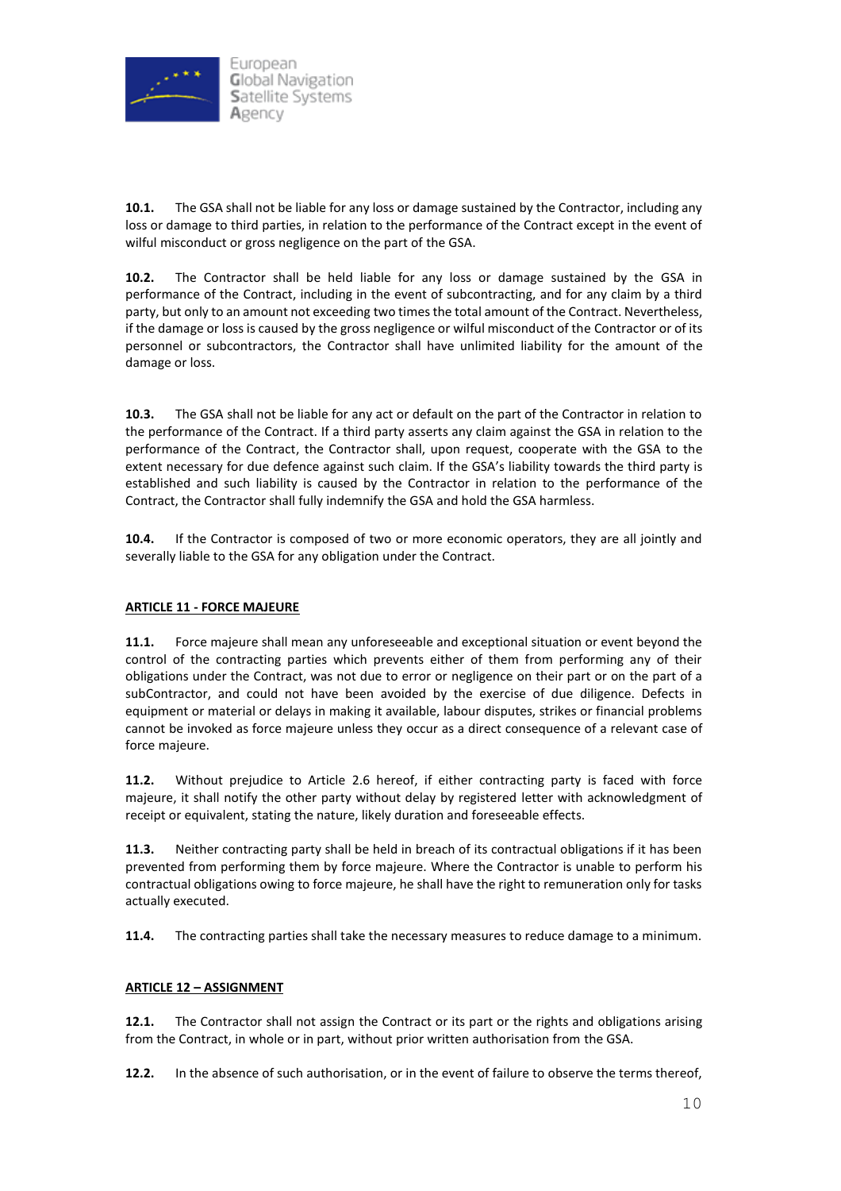**10.1.** The GSA shall not be liable for any loss or damage sustained by the Contractor, including any loss or damage to third parties, in relation to the performance of the Contract except in the event of wilful misconduct or gross negligence on the part of the GSA.

**10.2.** The Contractor shall be held liable for any loss or damage sustained by the GSA in performance of the Contract, including in the event of subcontracting, and for any claim by a third party, but only to an amount not exceeding two times the total amount of the Contract. Nevertheless, if the damage or loss is caused by the gross negligence or wilful misconduct of the Contractor or of its personnel or subcontractors, the Contractor shall have unlimited liability for the amount of the damage or loss.

**10.3.** The GSA shall not be liable for any act or default on the part of the Contractor in relation to the performance of the Contract. If a third party asserts any claim against the GSA in relation to the performance of the Contract, the Contractor shall, upon request, cooperate with the GSA to the extent necessary for due defence against such claim. If the GSA's liability towards the third party is established and such liability is caused by the Contractor in relation to the performance of the Contract, the Contractor shall fully indemnify the GSA and hold the GSA harmless.

**10.4.** If the Contractor is composed of two or more economic operators, they are all jointly and severally liable to the GSA for any obligation under the Contract.

## ARTICLE 11 - FORCE MAJEURE

**11.1.** Force majeure shall mean any unforeseeable and exceptional situation or event beyond the control of the contracting parties which prevents either of them from performing any of their obligations under the Contract, was not due to error or negligence on their part or on the part of a subContractor, and could not have been avoided by the exercise of due diligence. Defects in equipment or material or delays in making it available, labour disputes, strikes or financial problems cannot be invoked as force majeure unless they occur as a direct consequence of a relevant case of force majeure.

**11.2.** Without prejudice to Article 2.6 hereof, if either contracting party is faced with force majeure, it shall notify the other party without delay by registered letter with acknowledgment of receipt or equivalent, stating the nature, likely duration and foreseeable effects.

**11.3.** Neither contracting party shall be held in breach of its contractual obligations if it has been prevented from performing them by force majeure. Where the Contractor is unable to perform his contractual obligations owing to force majeure, he shall have the right to remuneration only for tasks actually executed.

**11.4.** The contracting parties shall take the necessary measures to reduce damage to a minimum.

## ARTICLE 12 – ASSIGNMENT

**12.1.** The Contractor shall not assign the Contract or its part or the rights and obligations arising from the Contract, in whole or in part, without prior written authorisation from the GSA.

**12.2.** In the absence of such authorisation, or in the event of failure to observe the terms thereof,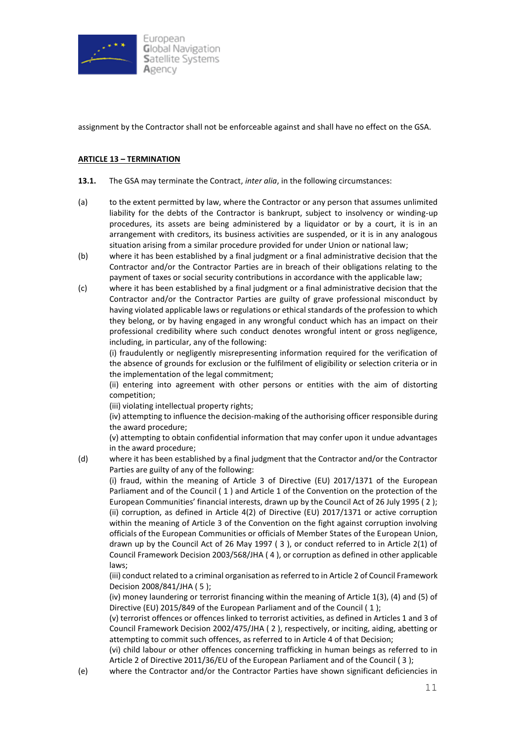assignment by the Contractor shall not be enforceable against and shall have no effect on the GSA.

**ARTICLE 13 – TERMINATION**

**13.1.** The GSA may terminate the Contract, *inter alia*, in the following circumstances:

(a) to the extent permitted by law, where the Contractor or any person that assumes unlimited liability for the debts of the Contractor is bankrupt, subject to insolvency or winding-up procedures, its assets are being administered by a liquidator or by a court, it is in an arrangement with creditors, its business activities are suspended, or it is in any analogous situation arising from a similar procedure provided for under Union or national law;

(b) where it has been established by a final judgment or a final administrative decision that the Contractor and/or the Contractor Parties are in breach of their obligations relating to the payment of taxes or social security contributions in accordance with the applicable law;

(c) where it has been established by a final judgment or a final administrative decision that the Contractor and/or the Contractor Parties are guilty of grave professional misconduct by having violated applicable laws or regulations or ethical standards of the profession to which they belong, or by having engaged in any wrongful conduct which has an impact on their professional credibility where such conduct denotes wrongful intent or gross negligence, including, in particular, any of the following:
(i) fraudulently or negligently misrepresenting information required for the verification of the absence of grounds for exclusion or the fulfilment of eligibility or selection criteria or in the implementation of the legal commitment;
(ii) entering into agreement with other persons or entities with the aim of distorting competition;
(iii) violating intellectual property rights;
(iv) attempting to influence the decision-making of the authorising officer responsible during the award procedure;
(v) attempting to obtain confidential information that may confer upon it undue advantages in the award procedure;

(d) where it has been established by a final judgment that the Contractor and/or the Contractor Parties are guilty of any of the following:
(i) fraud, within the meaning of Article 3 of Directive (EU) 2017/1371 of the European Parliament and of the Council ( 1 ) and Article 1 of the Convention on the protection of the European Communities' financial interests, drawn up by the Council Act of 26 July 1995 ( 2 );
(ii) corruption, as defined in Article 4(2) of Directive (EU) 2017/1371 or active corruption within the meaning of Article 3 of the Convention on the fight against corruption involving officials of the European Communities or officials of Member States of the European Union, drawn up by the Council Act of 26 May 1997 ( 3 ), or conduct referred to in Article 2(1) of Council Framework Decision 2003/568/JHA ( 4 ), or corruption as defined in other applicable laws;
(iii) conduct related to a criminal organisation as referred to in Article 2 of Council Framework Decision 2008/841/JHA ( 5 );
(iv) money laundering or terrorist financing within the meaning of Article 1(3), (4) and (5) of Directive (EU) 2015/849 of the European Parliament and of the Council ( 1 );
(v) terrorist offences or offences linked to terrorist activities, as defined in Articles 1 and 3 of Council Framework Decision 2002/475/JHA ( 2 ), respectively, or inciting, aiding, abetting or attempting to commit such offences, as referred to in Article 4 of that Decision;
(vi) child labour or other offences concerning trafficking in human beings as referred to in Article 2 of Directive 2011/36/EU of the European Parliament and of the Council ( 3 );

(e) where the Contractor and/or the Contractor Parties have shown significant deficiencies in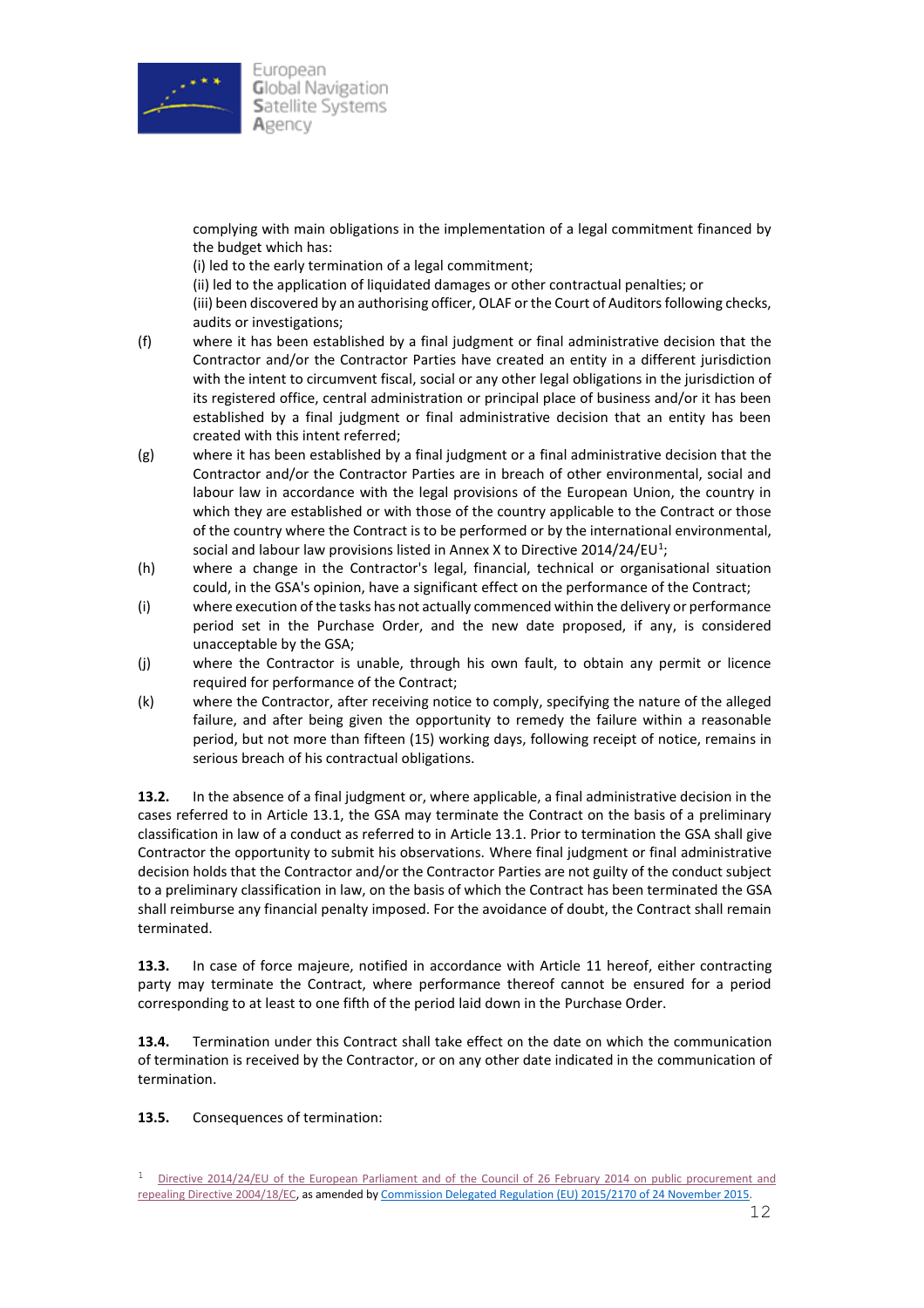complying with main obligations in the implementation of a legal commitment financed by the budget which has:

(i) led to the early termination of a legal commitment;

(ii) led to the application of liquidated damages or other contractual penalties; or

(iii) been discovered by an authorising officer, OLAF or the Court of Auditors following checks, audits or investigations;

(f) where it has been established by a final judgment or final administrative decision that the Contractor and/or the Contractor Parties have created an entity in a different jurisdiction with the intent to circumvent fiscal, social or any other legal obligations in the jurisdiction of its registered office, central administration or principal place of business and/or it has been established by a final judgment or final administrative decision that an entity has been created with this intent referred;

(g) where it has been established by a final judgment or a final administrative decision that the Contractor and/or the Contractor Parties are in breach of other environmental, social and labour law in accordance with the legal provisions of the European Union, the country in which they are established or with those of the country applicable to the Contract or those of the country where the Contract is to be performed or by the international environmental, social and labour law provisions listed in Annex X to Directive 2014/24/EU[1];

(h) where a change in the Contractor's legal, financial, technical or organisational situation could, in the GSA's opinion, have a significant effect on the performance of the Contract;

(i) where execution of the tasks has not actually commenced within the delivery or performance period set in the Purchase Order, and the new date proposed, if any, is considered unacceptable by the GSA;

(j) where the Contractor is unable, through his own fault, to obtain any permit or licence required for performance of the Contract;

(k) where the Contractor, after receiving notice to comply, specifying the nature of the alleged failure, and after being given the opportunity to remedy the failure within a reasonable period, but not more than fifteen (15) working days, following receipt of notice, remains in serious breach of his contractual obligations.

**13.2.** In the absence of a final judgment or, where applicable, a final administrative decision in the cases referred to in Article 13.1, the GSA may terminate the Contract on the basis of a preliminary classification in law of a conduct as referred to in Article 13.1. Prior to termination the GSA shall give Contractor the opportunity to submit his observations. Where final judgment or final administrative decision holds that the Contractor and/or the Contractor Parties are not guilty of the conduct subject to a preliminary classification in law, on the basis of which the Contract has been terminated the GSA shall reimburse any financial penalty imposed. For the avoidance of doubt, the Contract shall remain terminated.

**13.3.** In case of force majeure, notified in accordance with Article 11 hereof, either contracting party may terminate the Contract, where performance thereof cannot be ensured for a period corresponding to at least to one fifth of the period laid down in the Purchase Order.

**13.4.** Termination under this Contract shall take effect on the date on which the communication of termination is received by the Contractor, or on any other date indicated in the communication of termination.

**13.5.** Consequences of termination:

---

[1] Directive 2014/24/EU of the European Parliament and of the Council of 26 February 2014 on public procurement and repealing Directive 2004/18/EC, as amended by Commission Delegated Regulation (EU) 2015/2170 of 24 November 2015.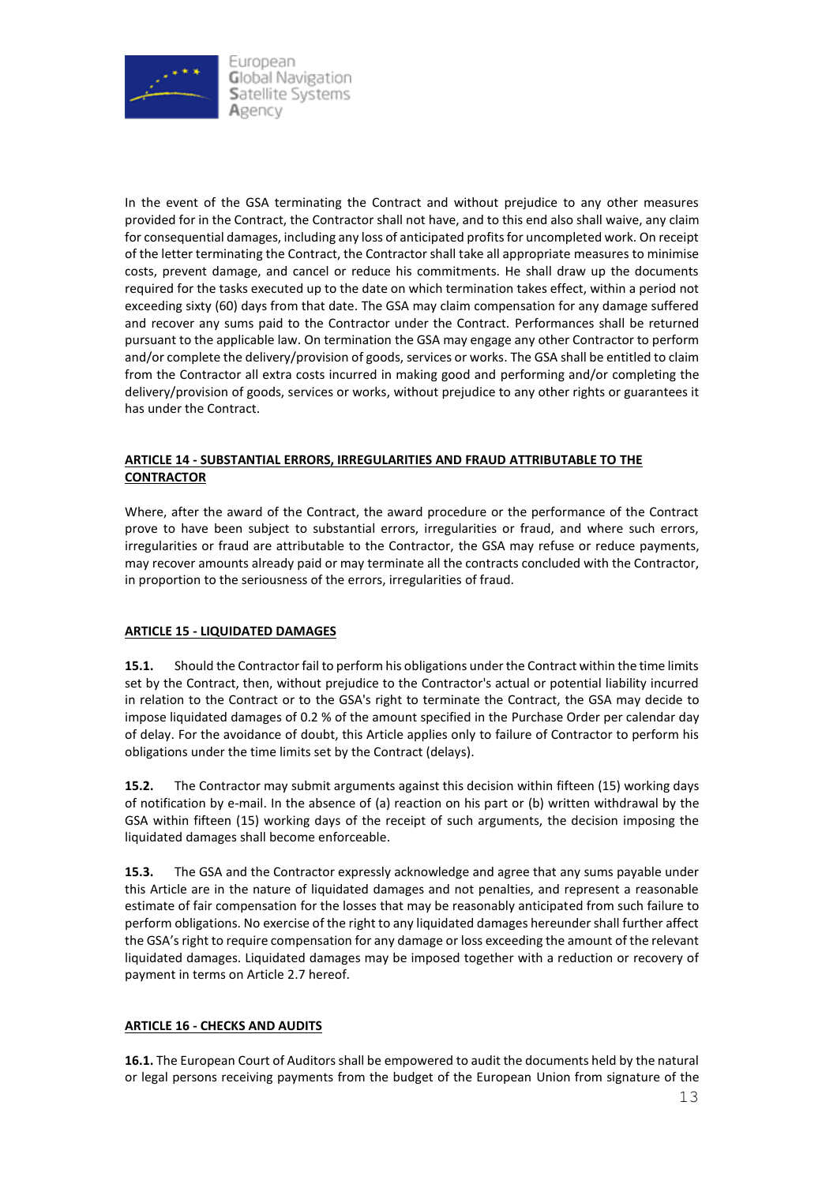In the event of the GSA terminating the Contract and without prejudice to any other measures provided for in the Contract, the Contractor shall not have, and to this end also shall waive, any claim for consequential damages, including any loss of anticipated profits for uncompleted work. On receipt of the letter terminating the Contract, the Contractor shall take all appropriate measures to minimise costs, prevent damage, and cancel or reduce his commitments. He shall draw up the documents required for the tasks executed up to the date on which termination takes effect, within a period not exceeding sixty (60) days from that date. The GSA may claim compensation for any damage suffered and recover any sums paid to the Contractor under the Contract. Performances shall be returned pursuant to the applicable law. On termination the GSA may engage any other Contractor to perform and/or complete the delivery/provision of goods, services or works. The GSA shall be entitled to claim from the Contractor all extra costs incurred in making good and performing and/or completing the delivery/provision of goods, services or works, without prejudice to any other rights or guarantees it has under the Contract.

## ARTICLE 14 - SUBSTANTIAL ERRORS, IRREGULARITIES AND FRAUD ATTRIBUTABLE TO THE CONTRACTOR

Where, after the award of the Contract, the award procedure or the performance of the Contract prove to have been subject to substantial errors, irregularities or fraud, and where such errors, irregularities or fraud are attributable to the Contractor, the GSA may refuse or reduce payments, may recover amounts already paid or may terminate all the contracts concluded with the Contractor, in proportion to the seriousness of the errors, irregularities of fraud.

## ARTICLE 15 - LIQUIDATED DAMAGES

**15.1.** Should the Contractor fail to perform his obligations under the Contract within the time limits set by the Contract, then, without prejudice to the Contractor's actual or potential liability incurred in relation to the Contract or to the GSA's right to terminate the Contract, the GSA may decide to impose liquidated damages of 0.2 % of the amount specified in the Purchase Order per calendar day of delay. For the avoidance of doubt, this Article applies only to failure of Contractor to perform his obligations under the time limits set by the Contract (delays).

**15.2.** The Contractor may submit arguments against this decision within fifteen (15) working days of notification by e-mail. In the absence of (a) reaction on his part or (b) written withdrawal by the GSA within fifteen (15) working days of the receipt of such arguments, the decision imposing the liquidated damages shall become enforceable.

**15.3.** The GSA and the Contractor expressly acknowledge and agree that any sums payable under this Article are in the nature of liquidated damages and not penalties, and represent a reasonable estimate of fair compensation for the losses that may be reasonably anticipated from such failure to perform obligations. No exercise of the right to any liquidated damages hereunder shall further affect the GSA's right to require compensation for any damage or loss exceeding the amount of the relevant liquidated damages. Liquidated damages may be imposed together with a reduction or recovery of payment in terms on Article 2.7 hereof.

## ARTICLE 16 - CHECKS AND AUDITS

**16.1.** The European Court of Auditors shall be empowered to audit the documents held by the natural or legal persons receiving payments from the budget of the European Union from signature of the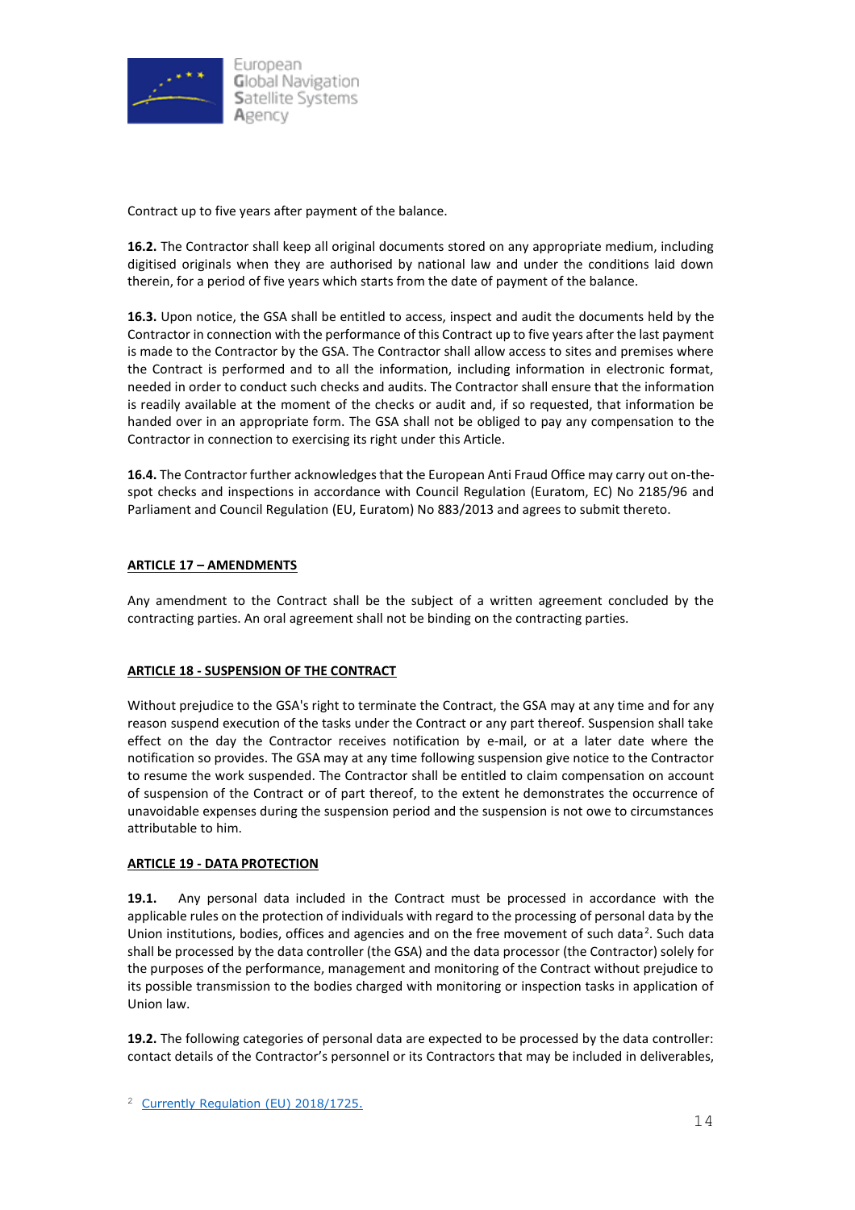Contract up to five years after payment of the balance.

**16.2.** The Contractor shall keep all original documents stored on any appropriate medium, including digitised originals when they are authorised by national law and under the conditions laid down therein, for a period of five years which starts from the date of payment of the balance.

**16.3.** Upon notice, the GSA shall be entitled to access, inspect and audit the documents held by the Contractor in connection with the performance of this Contract up to five years after the last payment is made to the Contractor by the GSA. The Contractor shall allow access to sites and premises where the Contract is performed and to all the information, including information in electronic format, needed in order to conduct such checks and audits. The Contractor shall ensure that the information is readily available at the moment of the checks or audit and, if so requested, that information be handed over in an appropriate form. The GSA shall not be obliged to pay any compensation to the Contractor in connection to exercising its right under this Article.

**16.4.** The Contractor further acknowledges that the European Anti Fraud Office may carry out on-the-spot checks and inspections in accordance with Council Regulation (Euratom, EC) No 2185/96 and Parliament and Council Regulation (EU, Euratom) No 883/2013 and agrees to submit thereto.

## ARTICLE 17 – AMENDMENTS

Any amendment to the Contract shall be the subject of a written agreement concluded by the contracting parties. An oral agreement shall not be binding on the contracting parties.

## ARTICLE 18 - SUSPENSION OF THE CONTRACT

Without prejudice to the GSA's right to terminate the Contract, the GSA may at any time and for any reason suspend execution of the tasks under the Contract or any part thereof. Suspension shall take effect on the day the Contractor receives notification by e-mail, or at a later date where the notification so provides. The GSA may at any time following suspension give notice to the Contractor to resume the work suspended. The Contractor shall be entitled to claim compensation on account of suspension of the Contract or of part thereof, to the extent he demonstrates the occurrence of unavoidable expenses during the suspension period and the suspension is not owe to circumstances attributable to him.

## ARTICLE 19 - DATA PROTECTION

**19.1.** Any personal data included in the Contract must be processed in accordance with the applicable rules on the protection of individuals with regard to the processing of personal data by the Union institutions, bodies, offices and agencies and on the free movement of such data[2]. Such data shall be processed by the data controller (the GSA) and the data processor (the Contractor) solely for the purposes of the performance, management and monitoring of the Contract without prejudice to its possible transmission to the bodies charged with monitoring or inspection tasks in application of Union law.

**19.2.** The following categories of personal data are expected to be processed by the data controller: contact details of the Contractor's personnel or its Contractors that may be included in deliverables,

[2] Currently Regulation (EU) 2018/1725.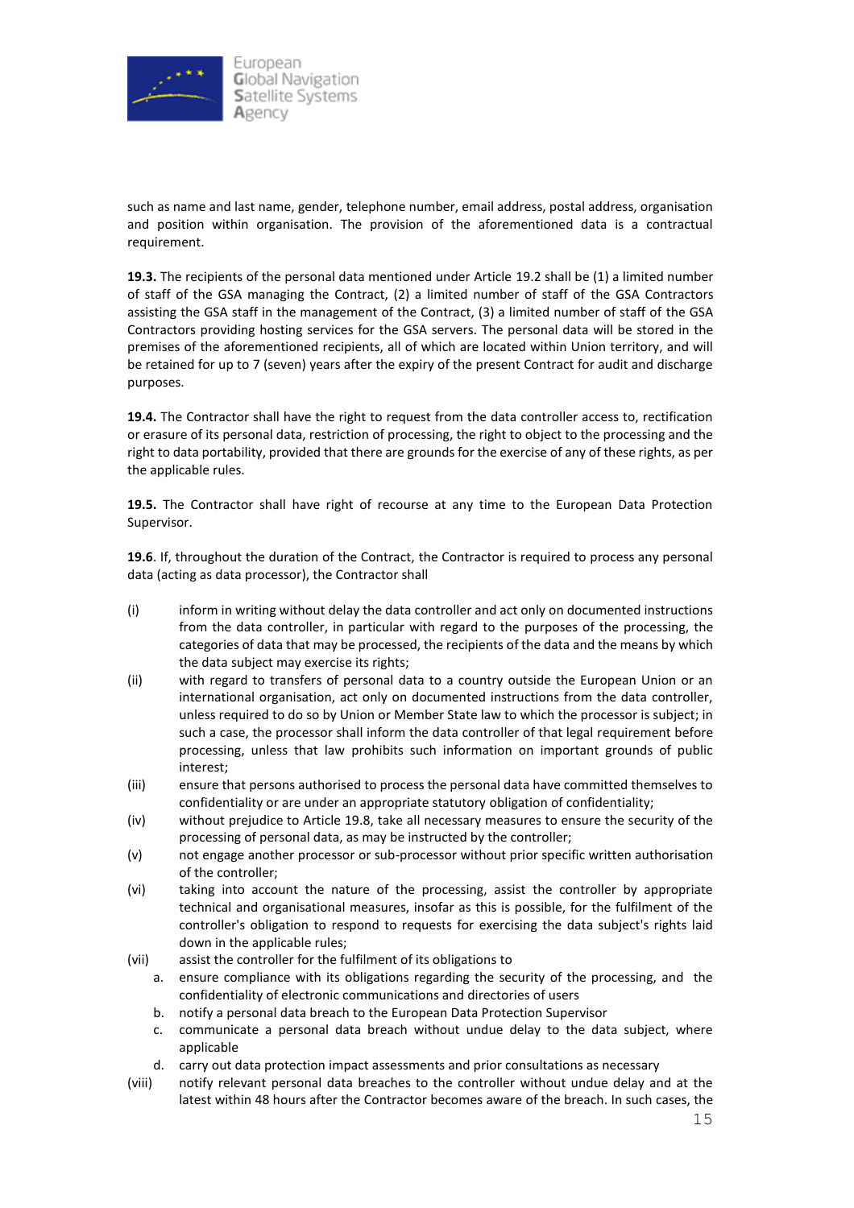such as name and last name, gender, telephone number, email address, postal address, organisation and position within organisation. The provision of the aforementioned data is a contractual requirement.

**19.3.** The recipients of the personal data mentioned under Article 19.2 shall be (1) a limited number of staff of the GSA managing the Contract, (2) a limited number of staff of the GSA Contractors assisting the GSA staff in the management of the Contract, (3) a limited number of staff of the GSA Contractors providing hosting services for the GSA servers. The personal data will be stored in the premises of the aforementioned recipients, all of which are located within Union territory, and will be retained for up to 7 (seven) years after the expiry of the present Contract for audit and discharge purposes.

**19.4.** The Contractor shall have the right to request from the data controller access to, rectification or erasure of its personal data, restriction of processing, the right to object to the processing and the right to data portability, provided that there are grounds for the exercise of any of these rights, as per the applicable rules.

**19.5.** The Contractor shall have right of recourse at any time to the European Data Protection Supervisor.

**19.6**. If, throughout the duration of the Contract, the Contractor is required to process any personal data (acting as data processor), the Contractor shall

(i) inform in writing without delay the data controller and act only on documented instructions from the data controller, in particular with regard to the purposes of the processing, the categories of data that may be processed, the recipients of the data and the means by which the data subject may exercise its rights;

(ii) with regard to transfers of personal data to a country outside the European Union or an international organisation, act only on documented instructions from the data controller, unless required to do so by Union or Member State law to which the processor is subject; in such a case, the processor shall inform the data controller of that legal requirement before processing, unless that law prohibits such information on important grounds of public interest;

(iii) ensure that persons authorised to process the personal data have committed themselves to confidentiality or are under an appropriate statutory obligation of confidentiality;

(iv) without prejudice to Article 19.8, take all necessary measures to ensure the security of the processing of personal data, as may be instructed by the controller;

(v) not engage another processor or sub-processor without prior specific written authorisation of the controller;

(vi) taking into account the nature of the processing, assist the controller by appropriate technical and organisational measures, insofar as this is possible, for the fulfilment of the controller's obligation to respond to requests for exercising the data subject's rights laid down in the applicable rules;

(vii) assist the controller for the fulfilment of its obligations to
   a. ensure compliance with its obligations regarding the security of the processing, and the confidentiality of electronic communications and directories of users
   b. notify a personal data breach to the European Data Protection Supervisor
   c. communicate a personal data breach without undue delay to the data subject, where applicable
   d. carry out data protection impact assessments and prior consultations as necessary

(viii) notify relevant personal data breaches to the controller without undue delay and at the latest within 48 hours after the Contractor becomes aware of the breach. In such cases, the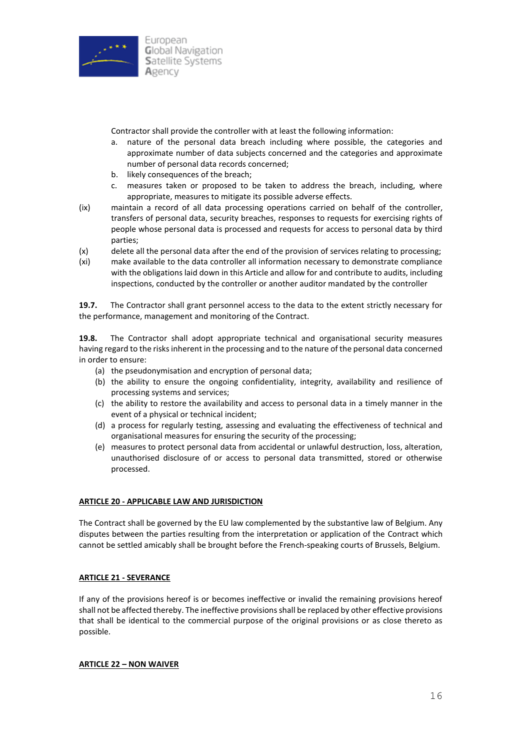Contractor shall provide the controller with at least the following information:

a. nature of the personal data breach including where possible, the categories and approximate number of data subjects concerned and the categories and approximate number of personal data records concerned;
b. likely consequences of the breach;
c. measures taken or proposed to be taken to address the breach, including, where appropriate, measures to mitigate its possible adverse effects.

(ix) maintain a record of all data processing operations carried on behalf of the controller, transfers of personal data, security breaches, responses to requests for exercising rights of people whose personal data is processed and requests for access to personal data by third parties;

(x) delete all the personal data after the end of the provision of services relating to processing;

(xi) make available to the data controller all information necessary to demonstrate compliance with the obligations laid down in this Article and allow for and contribute to audits, including inspections, conducted by the controller or another auditor mandated by the controller

**19.7.** The Contractor shall grant personnel access to the data to the extent strictly necessary for the performance, management and monitoring of the Contract.

**19.8.** The Contractor shall adopt appropriate technical and organisational security measures having regard to the risks inherent in the processing and to the nature of the personal data concerned in order to ensure:

(a) the pseudonymisation and encryption of personal data;
(b) the ability to ensure the ongoing confidentiality, integrity, availability and resilience of processing systems and services;
(c) the ability to restore the availability and access to personal data in a timely manner in the event of a physical or technical incident;
(d) a process for regularly testing, assessing and evaluating the effectiveness of technical and organisational measures for ensuring the security of the processing;
(e) measures to protect personal data from accidental or unlawful destruction, loss, alteration, unauthorised disclosure of or access to personal data transmitted, stored or otherwise processed.

## ARTICLE 20 - APPLICABLE LAW AND JURISDICTION

The Contract shall be governed by the EU law complemented by the substantive law of Belgium. Any disputes between the parties resulting from the interpretation or application of the Contract which cannot be settled amicably shall be brought before the French-speaking courts of Brussels, Belgium.

## ARTICLE 21 - SEVERANCE

If any of the provisions hereof is or becomes ineffective or invalid the remaining provisions hereof shall not be affected thereby. The ineffective provisions shall be replaced by other effective provisions that shall be identical to the commercial purpose of the original provisions or as close thereto as possible.

## ARTICLE 22 – NON WAIVER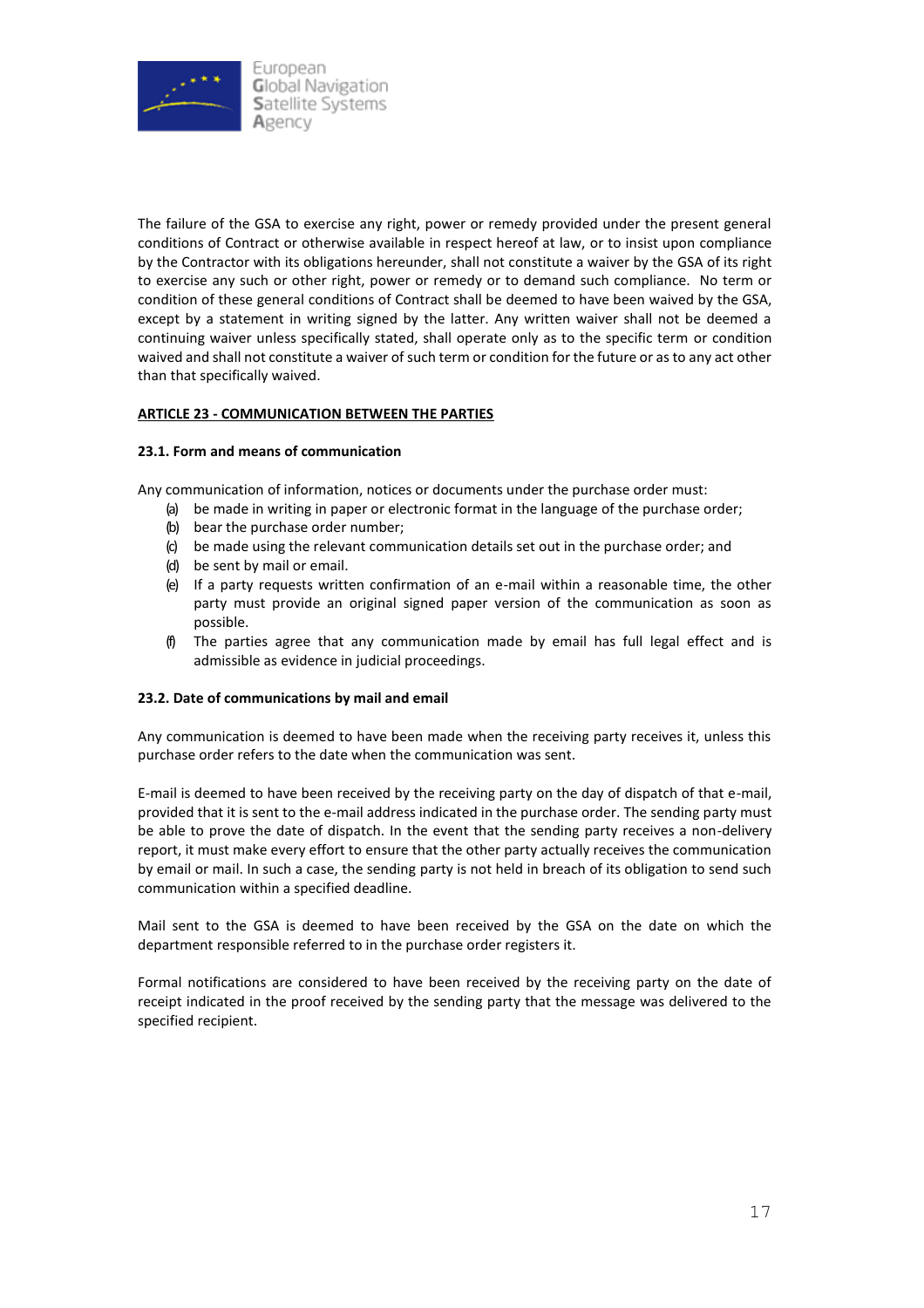The failure of the GSA to exercise any right, power or remedy provided under the present general conditions of Contract or otherwise available in respect hereof at law, or to insist upon compliance by the Contractor with its obligations hereunder, shall not constitute a waiver by the GSA of its right to exercise any such or other right, power or remedy or to demand such compliance. No term or condition of these general conditions of Contract shall be deemed to have been waived by the GSA, except by a statement in writing signed by the latter. Any written waiver shall not be deemed a continuing waiver unless specifically stated, shall operate only as to the specific term or condition waived and shall not constitute a waiver of such term or condition for the future or as to any act other than that specifically waived.

## ARTICLE 23 - COMMUNICATION BETWEEN THE PARTIES

### 23.1. Form and means of communication

Any communication of information, notices or documents under the purchase order must:

(a) be made in writing in paper or electronic format in the language of the purchase order;
(b) bear the purchase order number;
(c) be made using the relevant communication details set out in the purchase order; and
(d) be sent by mail or email.
(e) If a party requests written confirmation of an e-mail within a reasonable time, the other party must provide an original signed paper version of the communication as soon as possible.
(f) The parties agree that any communication made by email has full legal effect and is admissible as evidence in judicial proceedings.

### 23.2. Date of communications by mail and email

Any communication is deemed to have been made when the receiving party receives it, unless this purchase order refers to the date when the communication was sent.

E-mail is deemed to have been received by the receiving party on the day of dispatch of that e-mail, provided that it is sent to the e-mail address indicated in the purchase order. The sending party must be able to prove the date of dispatch. In the event that the sending party receives a non-delivery report, it must make every effort to ensure that the other party actually receives the communication by email or mail. In such a case, the sending party is not held in breach of its obligation to send such communication within a specified deadline.

Mail sent to the GSA is deemed to have been received by the GSA on the date on which the department responsible referred to in the purchase order registers it.

Formal notifications are considered to have been received by the receiving party on the date of receipt indicated in the proof received by the sending party that the message was delivered to the specified recipient.